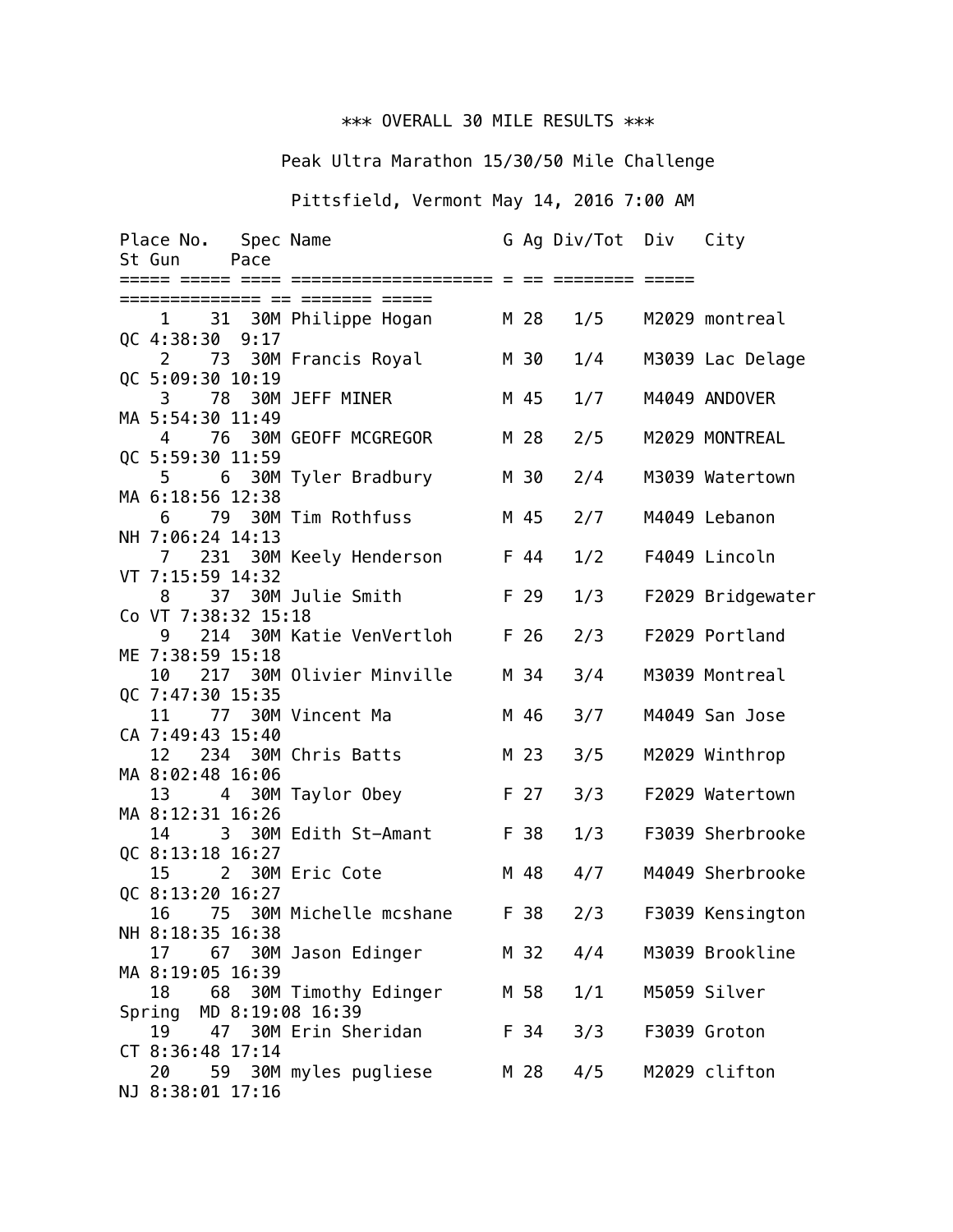\*\*\* OVERALL 30 MILE RESULTS \*\*\*

Peak Ultra Marathon 15/30/50 Mile Challenge

Pittsfield, Vermont May 14, 2016 7:00 AM

| Place | No. | Spec | Name | G | Ag | Div/Tot | Div | City | St | Gun | Pace |
|---|---|---|---|---|---|---|---|---|---|---|---|
| 1 | 31 | 30M | Philippe Hogan | M | 28 | 1/5 | M2029 | montreal | QC | 4:38:30 | 9:17 |
| 2 | 73 | 30M | Francis Royal | M | 30 | 1/4 | M3039 | Lac Delage | QC | 5:09:30 | 10:19 |
| 3 | 78 | 30M | JEFF MINER | M | 45 | 1/7 | M4049 | ANDOVER | MA | 5:54:30 | 11:49 |
| 4 | 76 | 30M | GEOFF MCGREGOR | M | 28 | 2/5 | M2029 | MONTREAL | QC | 5:59:30 | 11:59 |
| 5 | 6 | 30M | Tyler Bradbury | M | 30 | 2/4 | M3039 | Watertown | MA | 6:18:56 | 12:38 |
| 6 | 79 | 30M | Tim Rothfuss | M | 45 | 2/7 | M4049 | Lebanon | NH | 7:06:24 | 14:13 |
| 7 | 231 | 30M | Keely Henderson | F | 44 | 1/2 | F4049 | Lincoln | VT | 7:15:59 | 14:32 |
| 8 | 37 | 30M | Julie Smith | F | 29 | 1/3 | F2029 | Bridgewater Co | VT | 7:38:32 | 15:18 |
| 9 | 214 | 30M | Katie VenVertloh | F | 26 | 2/3 | F2029 | Portland | ME | 7:38:59 | 15:18 |
| 10 | 217 | 30M | Olivier Minville | M | 34 | 3/4 | M3039 | Montreal | QC | 7:47:30 | 15:35 |
| 11 | 77 | 30M | Vincent Ma | M | 46 | 3/7 | M4049 | San Jose | CA | 7:49:43 | 15:40 |
| 12 | 234 | 30M | Chris Batts | M | 23 | 3/5 | M2029 | Winthrop | MA | 8:02:48 | 16:06 |
| 13 | 4 | 30M | Taylor Obey | F | 27 | 3/3 | F2029 | Watertown | MA | 8:12:31 | 16:26 |
| 14 | 3 | 30M | Edith St-Amant | F | 38 | 1/3 | F3039 | Sherbrooke | QC | 8:13:18 | 16:27 |
| 15 | 2 | 30M | Eric Cote | M | 48 | 4/7 | M4049 | Sherbrooke | QC | 8:13:20 | 16:27 |
| 16 | 75 | 30M | Michelle mcshane | F | 38 | 2/3 | F3039 | Kensington | NH | 8:18:35 | 16:38 |
| 17 | 67 | 30M | Jason Edinger | M | 32 | 4/4 | M3039 | Brookline | MA | 8:19:05 | 16:39 |
| 18 | 68 | 30M | Timothy Edinger | M | 58 | 1/1 | M5059 | Silver Spring | MD | 8:19:08 | 16:39 |
| 19 | 47 | 30M | Erin Sheridan | F | 34 | 3/3 | F3039 | Groton | CT | 8:36:48 | 17:14 |
| 20 | 59 | 30M | myles pugliese | M | 28 | 4/5 | M2029 | clifton | NJ | 8:38:01 | 17:16 |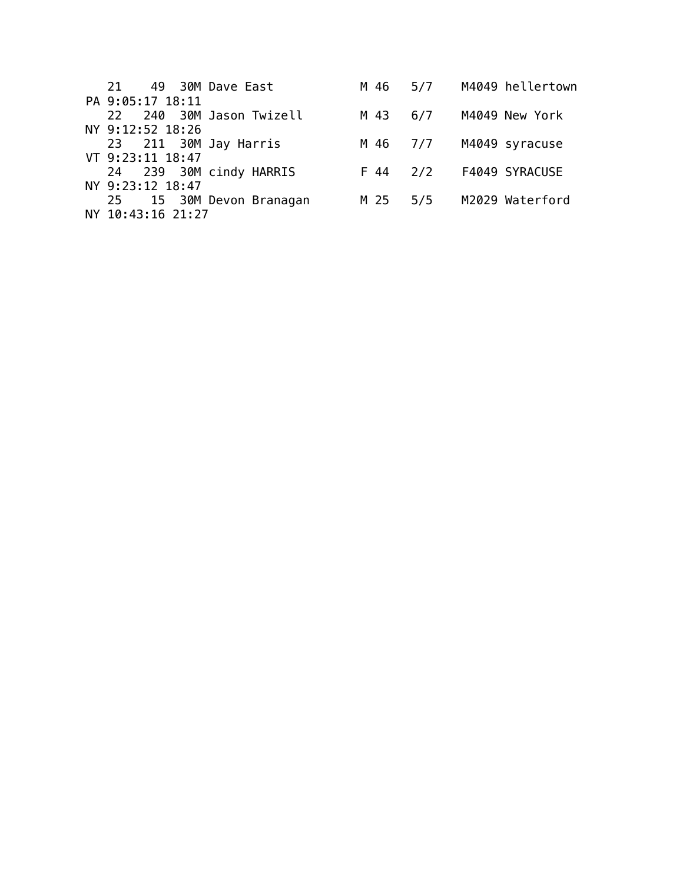```
   21    49  30M Dave East           M 46   5/7    M4049 hellertown
 PA 9:05:17 18:11
   22   240  30M Jason Twizell       M 43   6/7    M4049 New York
 NY 9:12:52 18:26
   23   211  30M Jay Harris          M 46   7/7    M4049 syracuse
 VT 9:23:11 18:47
   24   239  30M cindy HARRIS        F 44   2/2    F4049 SYRACUSE
 NY 9:23:12 18:47
   25    15  30M Devon Branagan      M 25   5/5    M2029 Waterford
 NY 10:43:16 21:27
```